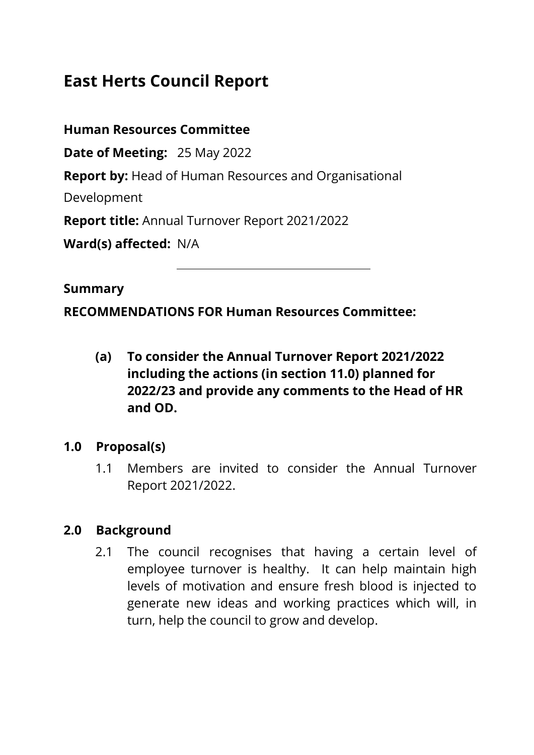# East Herts Council Report

**Human Resources Committee**

**Date of Meeting:** 25 May 2022

**Report by:** Head of Human Resources and Organisational Development

**Report title:** Annual Turnover Report 2021/2022

**Ward(s) affected:** N/A

---

**Summary**

**RECOMMENDATIONS FOR Human Resources Committee:**

**(a) To consider the Annual Turnover Report 2021/2022 including the actions (in section 11.0) planned for 2022/23 and provide any comments to the Head of HR and OD.**

## 1.0 Proposal(s)

1.1 Members are invited to consider the Annual Turnover Report 2021/2022.

## 2.0 Background

2.1 The council recognises that having a certain level of employee turnover is healthy. It can help maintain high levels of motivation and ensure fresh blood is injected to generate new ideas and working practices which will, in turn, help the council to grow and develop.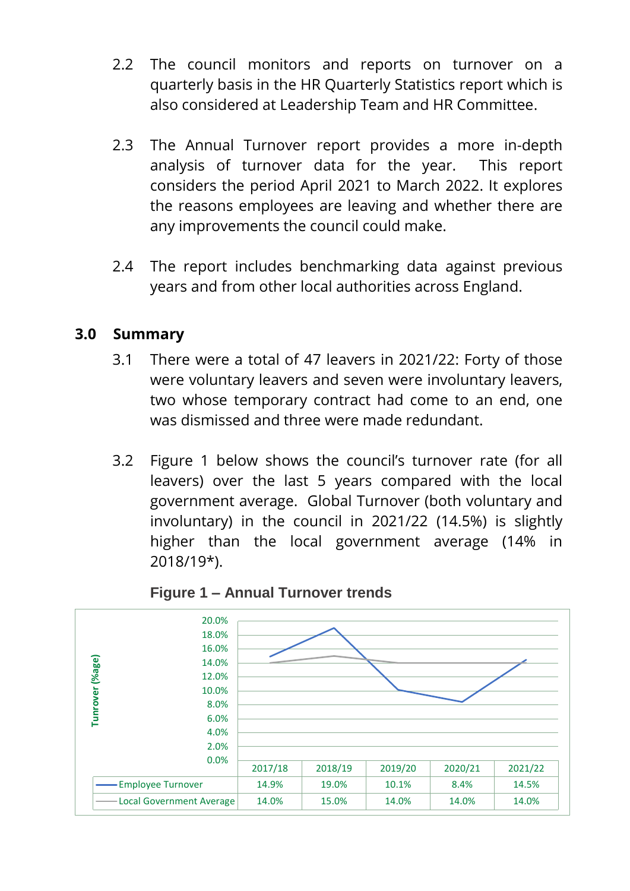2.2 The council monitors and reports on turnover on a quarterly basis in the HR Quarterly Statistics report which is also considered at Leadership Team and HR Committee.

2.3 The Annual Turnover report provides a more in-depth analysis of turnover data for the year. This report considers the period April 2021 to March 2022. It explores the reasons employees are leaving and whether there are any improvements the council could make.

2.4 The report includes benchmarking data against previous years and from other local authorities across England.

## 3.0 Summary

3.1 There were a total of 47 leavers in 2021/22: Forty of those were voluntary leavers and seven were involuntary leavers, two whose temporary contract had come to an end, one was dismissed and three were made redundant.

3.2 Figure 1 below shows the council's turnover rate (for all leavers) over the last 5 years compared with the local government average. Global Turnover (both voluntary and involuntary) in the council in 2021/22 (14.5%) is slightly higher than the local government average (14% in 2018/19*).

**Figure 1 – Annual Turnover trends**

| | 2017/18 | 2018/19 | 2019/20 | 2020/21 | 2021/22 |
|---|---|---|---|---|---|
| Employee Turnover | 14.9% | 19.0% | 10.1% | 8.4% | 14.5% |
| Local Government Average | 14.0% | 15.0% | 14.0% | 14.0% | 14.0% |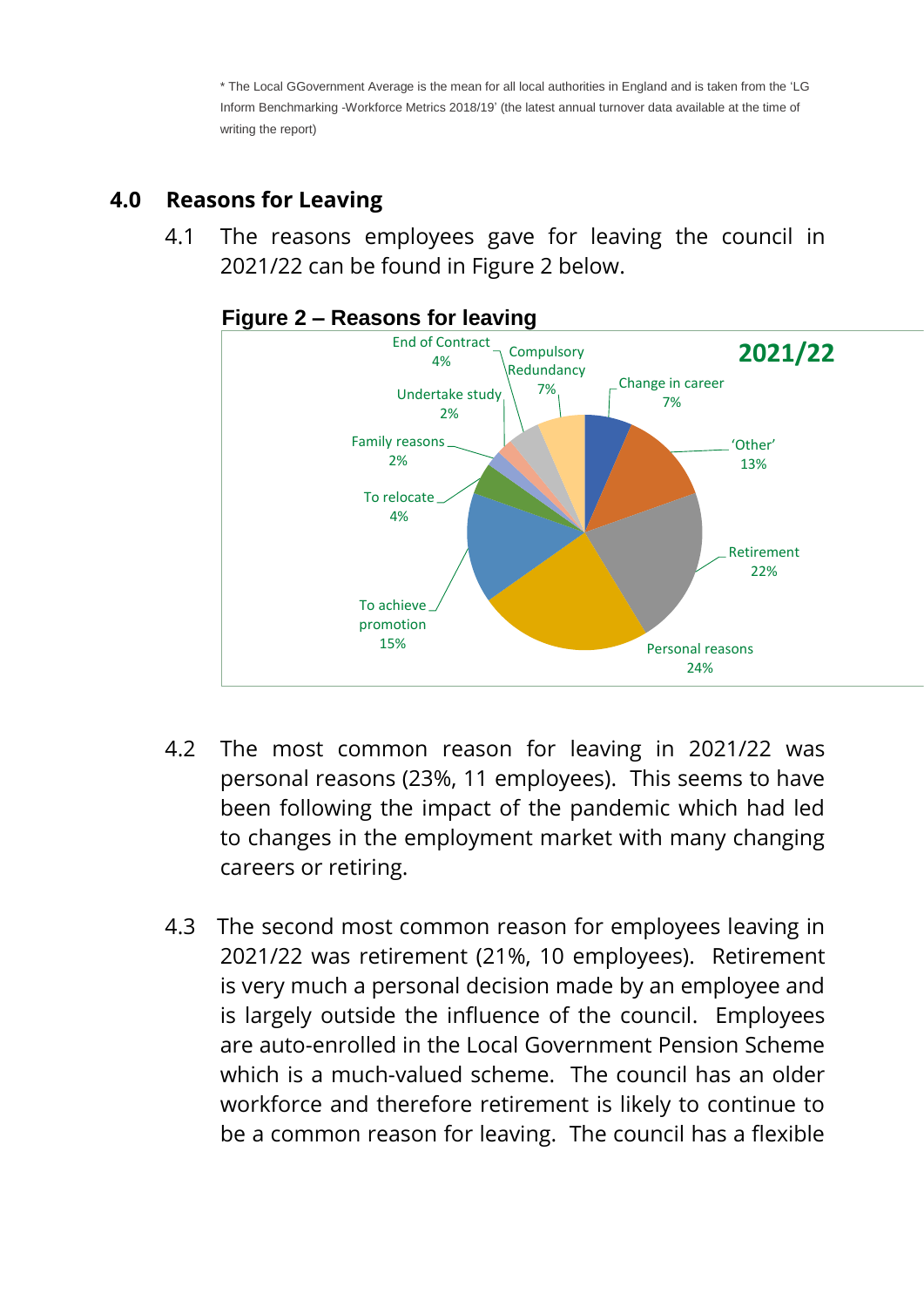\* The Local GGovernment Average is the mean for all local authorities in England and is taken from the 'LG Inform Benchmarking -Workforce Metrics 2018/19' (the latest annual turnover data available at the time of writing the report)

## 4.0 Reasons for Leaving

4.1 The reasons employees gave for leaving the council in 2021/22 can be found in Figure 2 below.

**Figure 2 – Reasons for leaving**

**2021/22**

| Reason | % |
|---|---|
| Change in career | 7% |
| 'Other' | 13% |
| Retirement | 22% |
| Personal reasons | 24% |
| To achieve promotion | 15% |
| To relocate | 4% |
| Family reasons | 2% |
| Undertake study | 2% |
| End of Contract | 4% |
| Compulsory Redundancy | 7% |

4.2 The most common reason for leaving in 2021/22 was personal reasons (23%, 11 employees). This seems to have been following the impact of the pandemic which had led to changes in the employment market with many changing careers or retiring.

4.3 The second most common reason for employees leaving in 2021/22 was retirement (21%, 10 employees). Retirement is very much a personal decision made by an employee and is largely outside the influence of the council. Employees are auto-enrolled in the Local Government Pension Scheme which is a much-valued scheme. The council has an older workforce and therefore retirement is likely to continue to be a common reason for leaving. The council has a flexible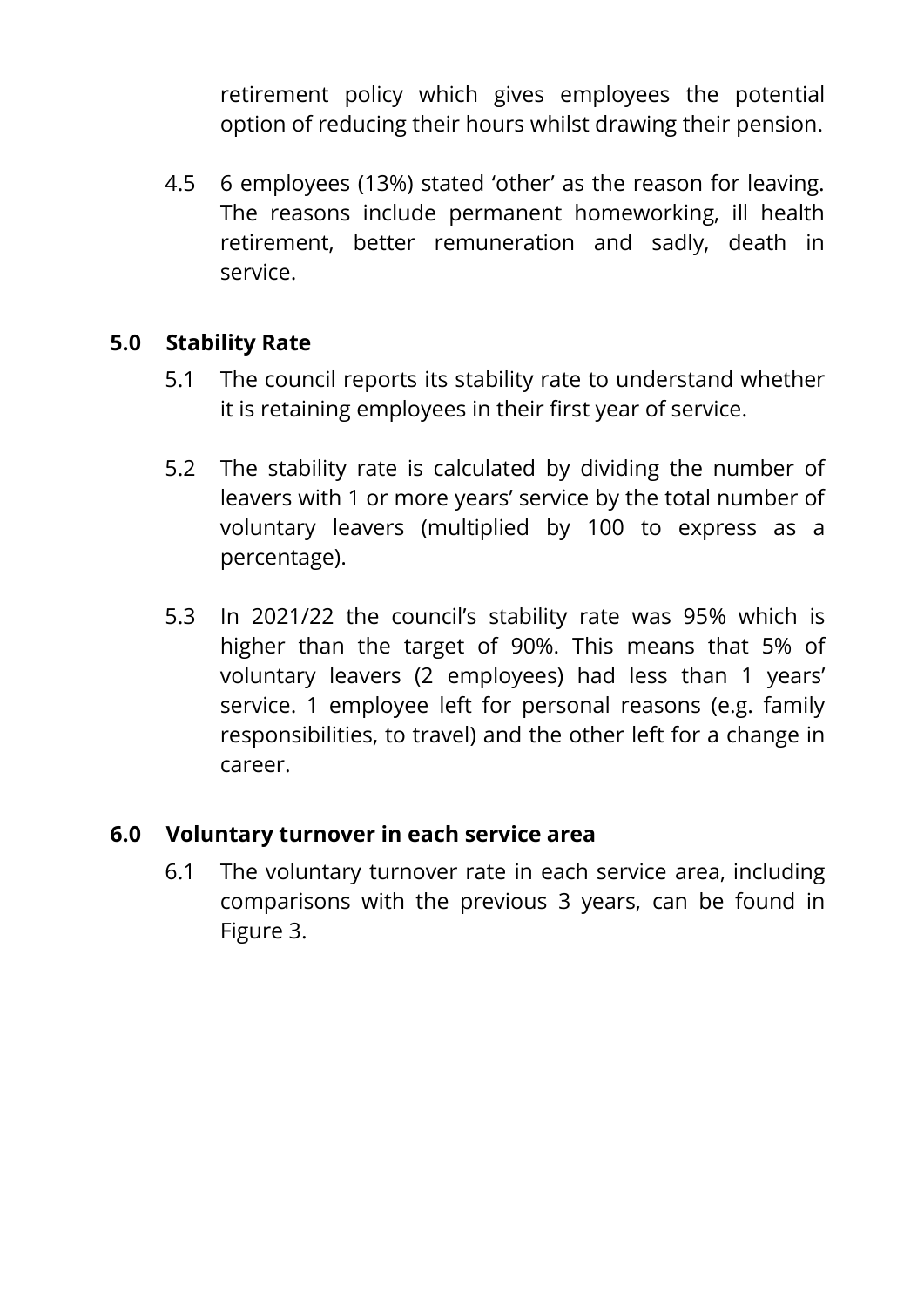retirement policy which gives employees the potential option of reducing their hours whilst drawing their pension.

4.5 6 employees (13%) stated ‘other’ as the reason for leaving. The reasons include permanent homeworking, ill health retirement, better remuneration and sadly, death in service.

## 5.0 Stability Rate

5.1 The council reports its stability rate to understand whether it is retaining employees in their first year of service.

5.2 The stability rate is calculated by dividing the number of leavers with 1 or more years’ service by the total number of voluntary leavers (multiplied by 100 to express as a percentage).

5.3 In 2021/22 the council’s stability rate was 95% which is higher than the target of 90%. This means that 5% of voluntary leavers (2 employees) had less than 1 years’ service. 1 employee left for personal reasons (e.g. family responsibilities, to travel) and the other left for a change in career.

## 6.0 Voluntary turnover in each service area

6.1 The voluntary turnover rate in each service area, including comparisons with the previous 3 years, can be found in Figure 3.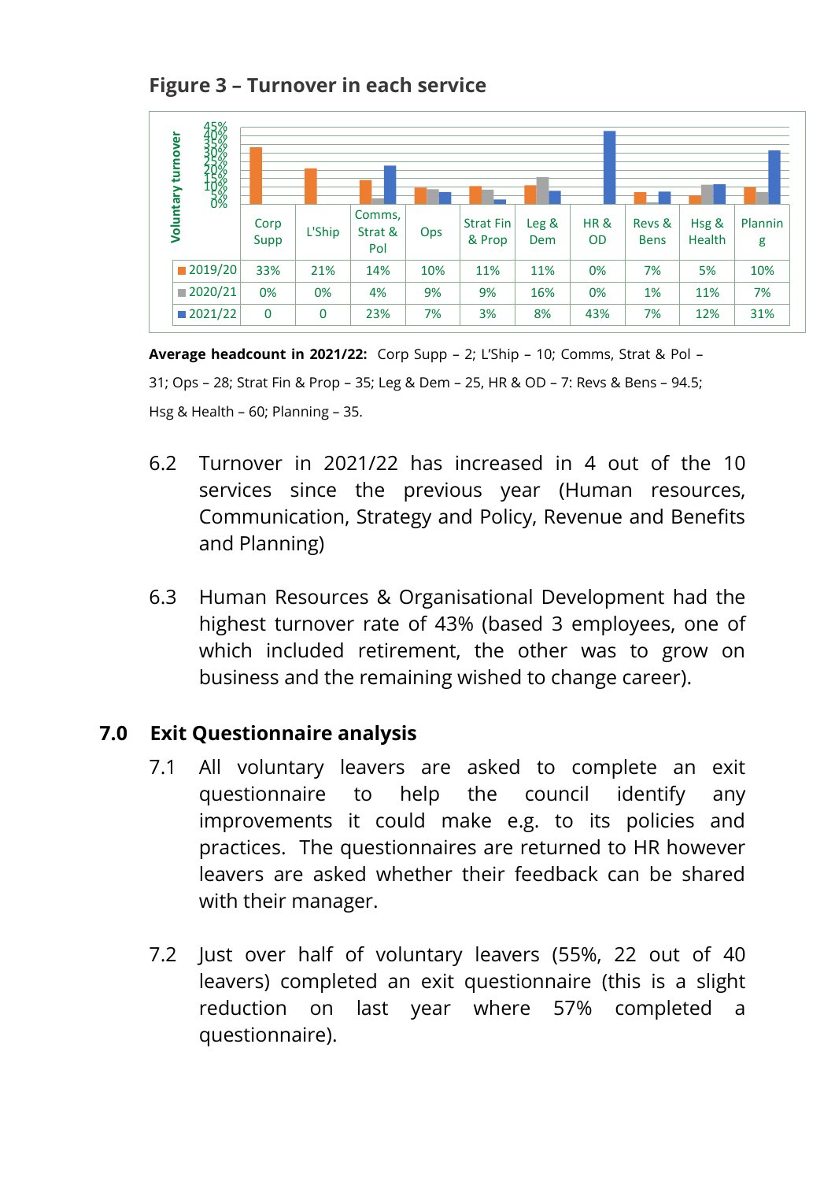**Figure 3 – Turnover in each service**

| | Corp Supp | L'Ship | Comms, Strat & Pol | Ops | Strat Fin & Prop | Leg & Dem | HR & OD | Revs & Bens | Hsg & Health | Planning |
|---|---|---|---|---|---|---|---|---|---|---|
| 2019/20 | 33% | 21% | 14% | 10% | 11% | 11% | 0% | 7% | 5% | 10% |
| 2020/21 | 0% | 0% | 4% | 9% | 9% | 16% | 0% | 1% | 11% | 7% |
| 2021/22 | 0 | 0 | 23% | 7% | 3% | 8% | 43% | 7% | 12% | 31% |

**Average headcount in 2021/22:** Corp Supp – 2; L'Ship – 10; Comms, Strat & Pol – 31; Ops – 28; Strat Fin & Prop – 35; Leg & Dem – 25, HR & OD – 7: Revs & Bens – 94.5; Hsg & Health – 60; Planning – 35.

6.2 Turnover in 2021/22 has increased in 4 out of the 10 services since the previous year (Human resources, Communication, Strategy and Policy, Revenue and Benefits and Planning)

6.3 Human Resources & Organisational Development had the highest turnover rate of 43% (based 3 employees, one of which included retirement, the other was to grow on business and the remaining wished to change career).

## 7.0 Exit Questionnaire analysis

7.1 All voluntary leavers are asked to complete an exit questionnaire to help the council identify any improvements it could make e.g. to its policies and practices. The questionnaires are returned to HR however leavers are asked whether their feedback can be shared with their manager.

7.2 Just over half of voluntary leavers (55%, 22 out of 40 leavers) completed an exit questionnaire (this is a slight reduction on last year where 57% completed a questionnaire).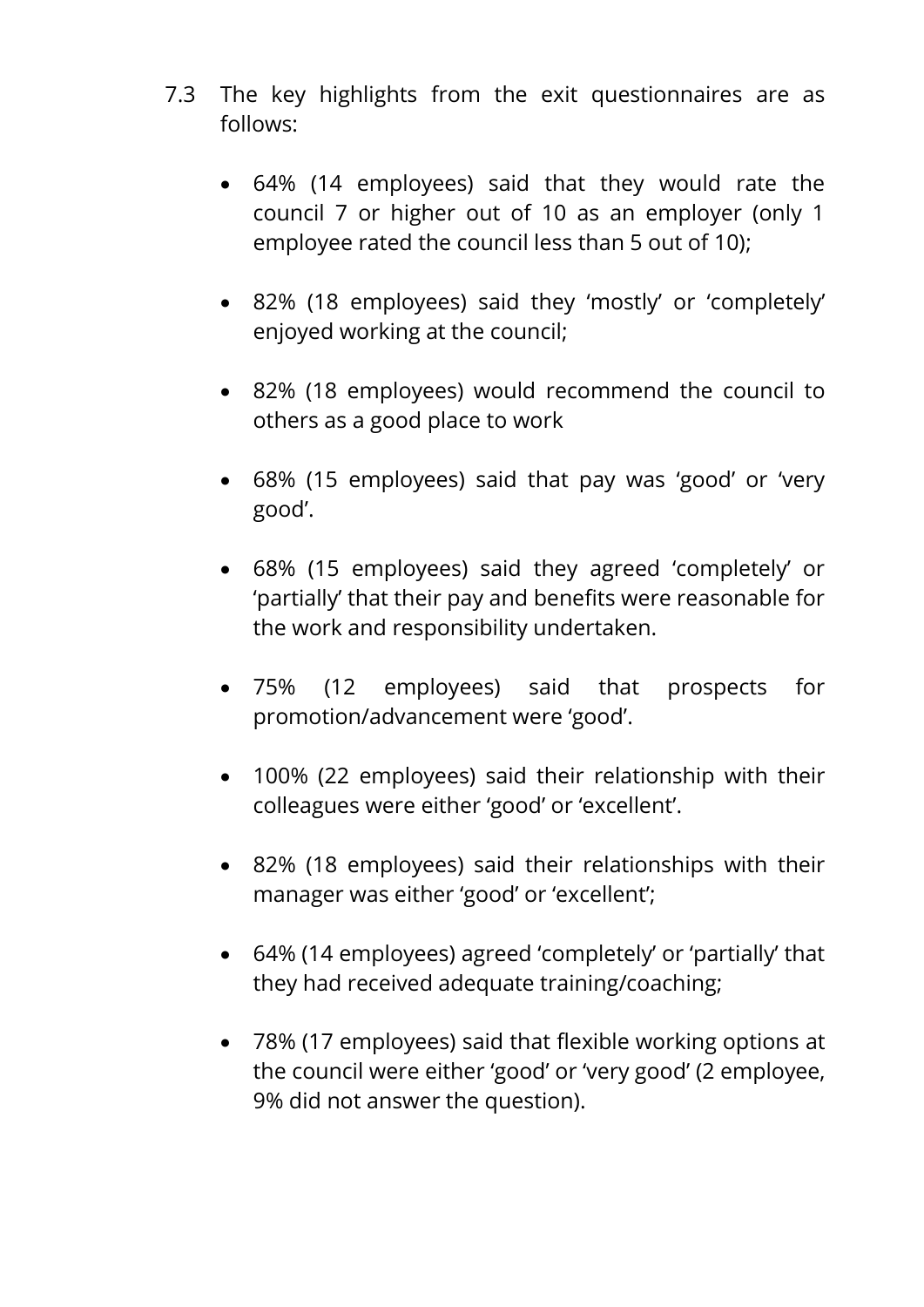7.3 The key highlights from the exit questionnaires are as follows:

- 64% (14 employees) said that they would rate the council 7 or higher out of 10 as an employer (only 1 employee rated the council less than 5 out of 10);

- 82% (18 employees) said they 'mostly' or 'completely' enjoyed working at the council;

- 82% (18 employees) would recommend the council to others as a good place to work

- 68% (15 employees) said that pay was 'good' or 'very good'.

- 68% (15 employees) said they agreed 'completely' or 'partially' that their pay and benefits were reasonable for the work and responsibility undertaken.

- 75% (12 employees) said that prospects for promotion/advancement were 'good'.

- 100% (22 employees) said their relationship with their colleagues were either 'good' or 'excellent'.

- 82% (18 employees) said their relationships with their manager was either 'good' or 'excellent';

- 64% (14 employees) agreed 'completely' or 'partially' that they had received adequate training/coaching;

- 78% (17 employees) said that flexible working options at the council were either 'good' or 'very good' (2 employee, 9% did not answer the question).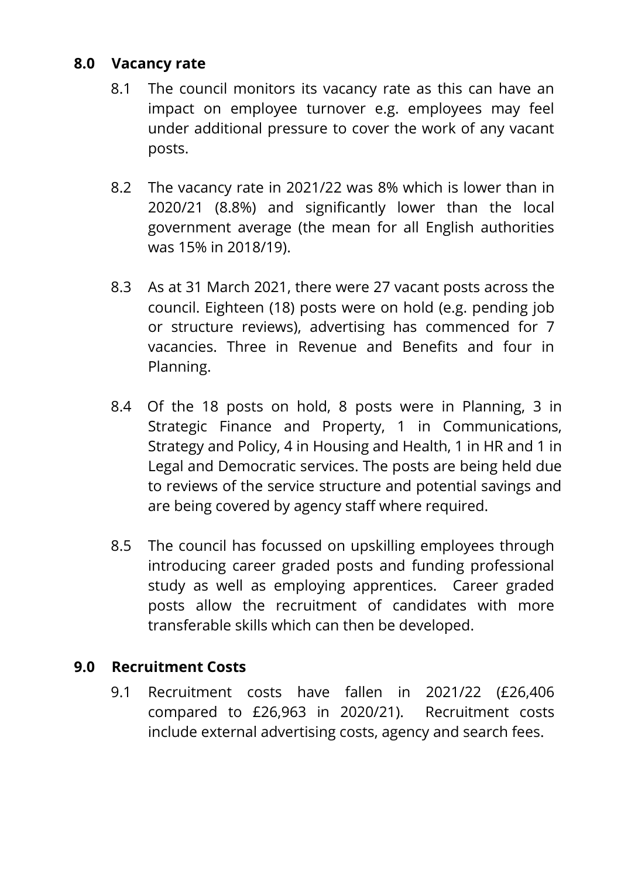## 8.0 Vacancy rate

8.1 The council monitors its vacancy rate as this can have an impact on employee turnover e.g. employees may feel under additional pressure to cover the work of any vacant posts.

8.2 The vacancy rate in 2021/22 was 8% which is lower than in 2020/21 (8.8%) and significantly lower than the local government average (the mean for all English authorities was 15% in 2018/19).

8.3 As at 31 March 2021, there were 27 vacant posts across the council. Eighteen (18) posts were on hold (e.g. pending job or structure reviews), advertising has commenced for 7 vacancies. Three in Revenue and Benefits and four in Planning.

8.4 Of the 18 posts on hold, 8 posts were in Planning, 3 in Strategic Finance and Property, 1 in Communications, Strategy and Policy, 4 in Housing and Health, 1 in HR and 1 in Legal and Democratic services. The posts are being held due to reviews of the service structure and potential savings and are being covered by agency staff where required.

8.5 The council has focussed on upskilling employees through introducing career graded posts and funding professional study as well as employing apprentices. Career graded posts allow the recruitment of candidates with more transferable skills which can then be developed.

## 9.0 Recruitment Costs

9.1 Recruitment costs have fallen in 2021/22 (£26,406 compared to £26,963 in 2020/21). Recruitment costs include external advertising costs, agency and search fees.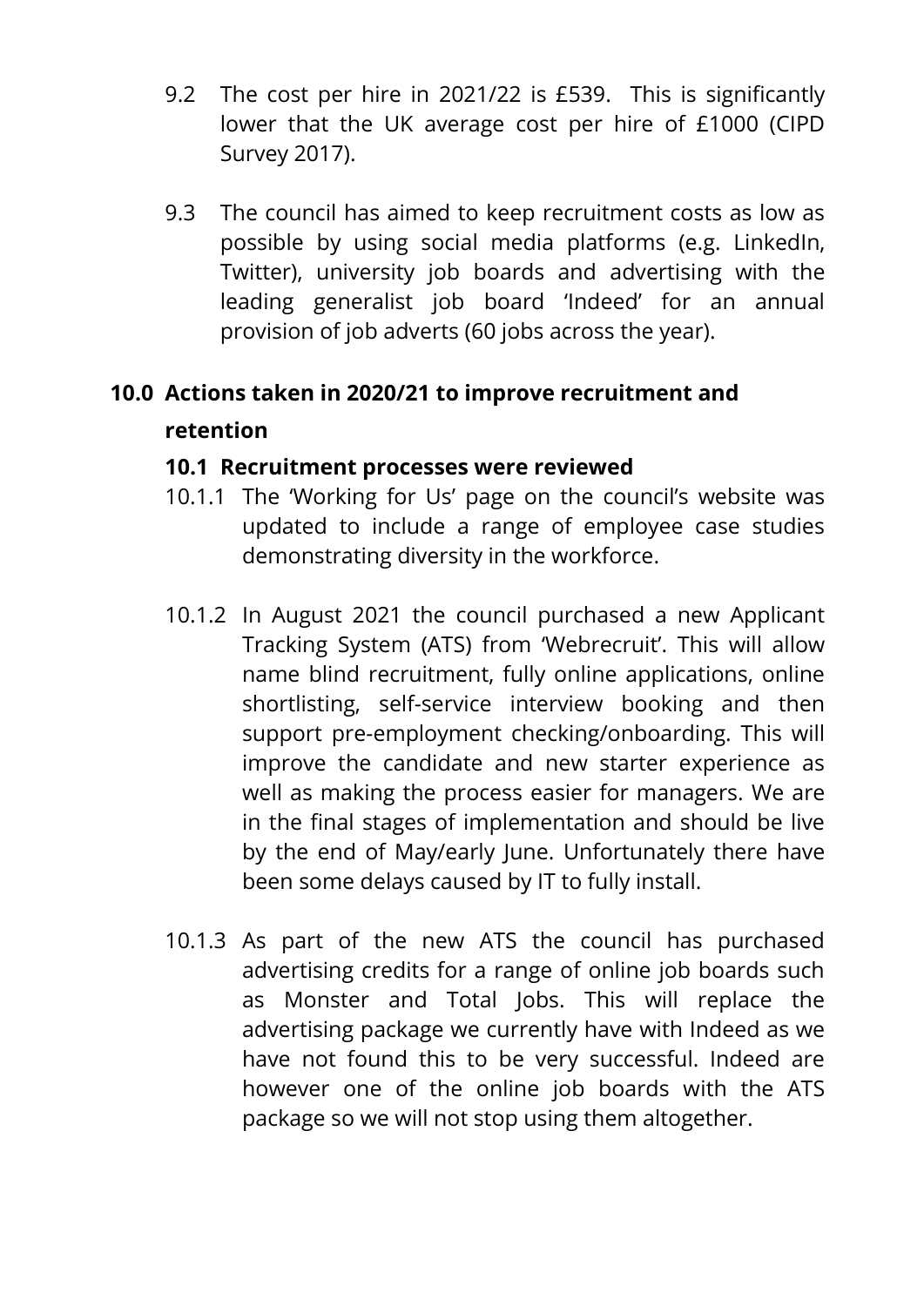9.2 The cost per hire in 2021/22 is £539. This is significantly lower that the UK average cost per hire of £1000 (CIPD Survey 2017).

9.3 The council has aimed to keep recruitment costs as low as possible by using social media platforms (e.g. LinkedIn, Twitter), university job boards and advertising with the leading generalist job board 'Indeed' for an annual provision of job adverts (60 jobs across the year).

## 10.0 Actions taken in 2020/21 to improve recruitment and retention

### 10.1 Recruitment processes were reviewed

10.1.1 The 'Working for Us' page on the council's website was updated to include a range of employee case studies demonstrating diversity in the workforce.

10.1.2 In August 2021 the council purchased a new Applicant Tracking System (ATS) from 'Webrecruit'. This will allow name blind recruitment, fully online applications, online shortlisting, self-service interview booking and then support pre-employment checking/onboarding. This will improve the candidate and new starter experience as well as making the process easier for managers. We are in the final stages of implementation and should be live by the end of May/early June. Unfortunately there have been some delays caused by IT to fully install.

10.1.3 As part of the new ATS the council has purchased advertising credits for a range of online job boards such as Monster and Total Jobs. This will replace the advertising package we currently have with Indeed as we have not found this to be very successful. Indeed are however one of the online job boards with the ATS package so we will not stop using them altogether.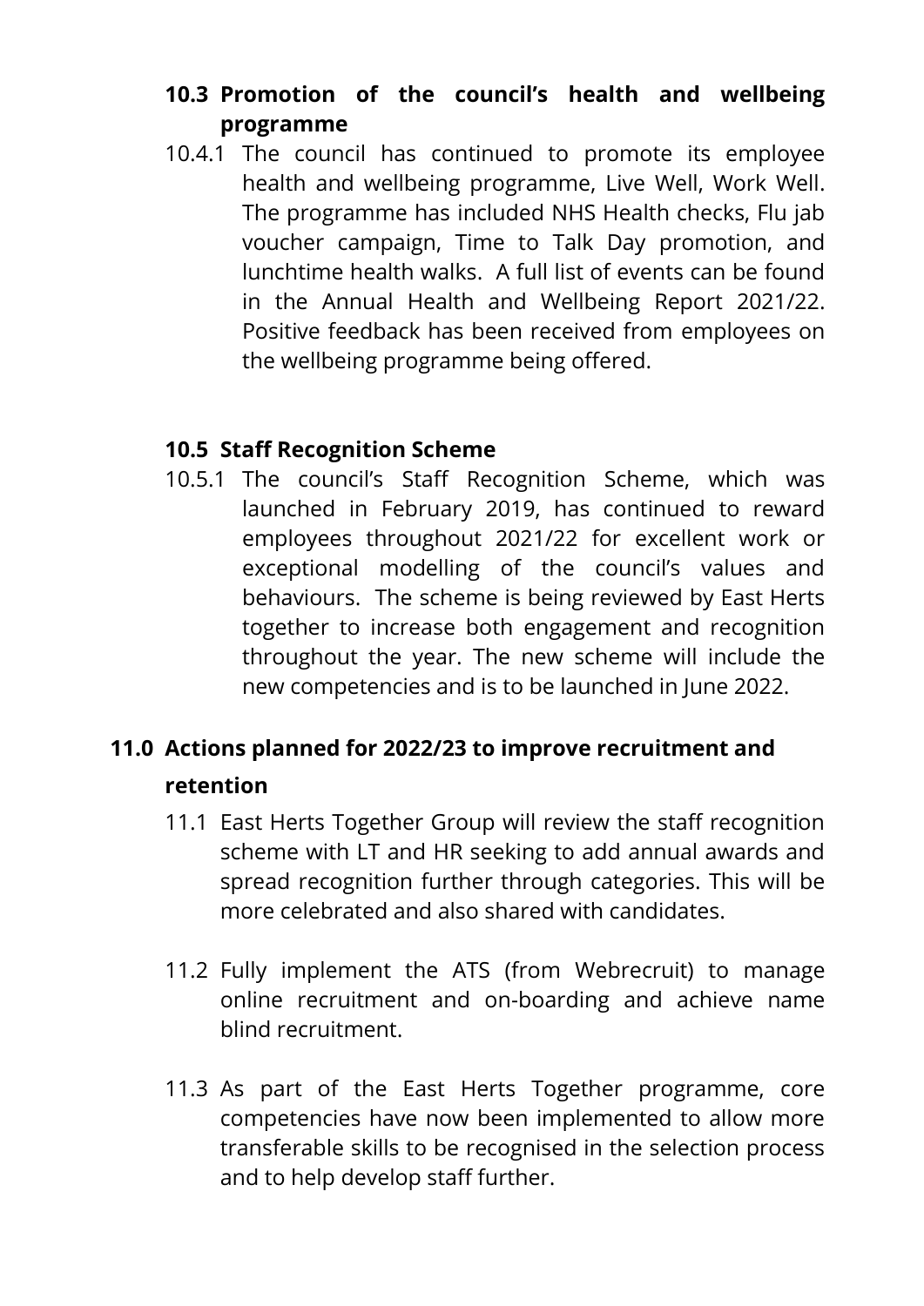### 10.3 Promotion of the council's health and wellbeing programme

10.4.1 The council has continued to promote its employee health and wellbeing programme, Live Well, Work Well. The programme has included NHS Health checks, Flu jab voucher campaign, Time to Talk Day promotion, and lunchtime health walks. A full list of events can be found in the Annual Health and Wellbeing Report 2021/22. Positive feedback has been received from employees on the wellbeing programme being offered.

### 10.5 Staff Recognition Scheme

10.5.1 The council's Staff Recognition Scheme, which was launched in February 2019, has continued to reward employees throughout 2021/22 for excellent work or exceptional modelling of the council's values and behaviours. The scheme is being reviewed by East Herts together to increase both engagement and recognition throughout the year. The new scheme will include the new competencies and is to be launched in June 2022.

## 11.0 Actions planned for 2022/23 to improve recruitment and retention

11.1 East Herts Together Group will review the staff recognition scheme with LT and HR seeking to add annual awards and spread recognition further through categories. This will be more celebrated and also shared with candidates.

11.2 Fully implement the ATS (from Webrecruit) to manage online recruitment and on-boarding and achieve name blind recruitment.

11.3 As part of the East Herts Together programme, core competencies have now been implemented to allow more transferable skills to be recognised in the selection process and to help develop staff further.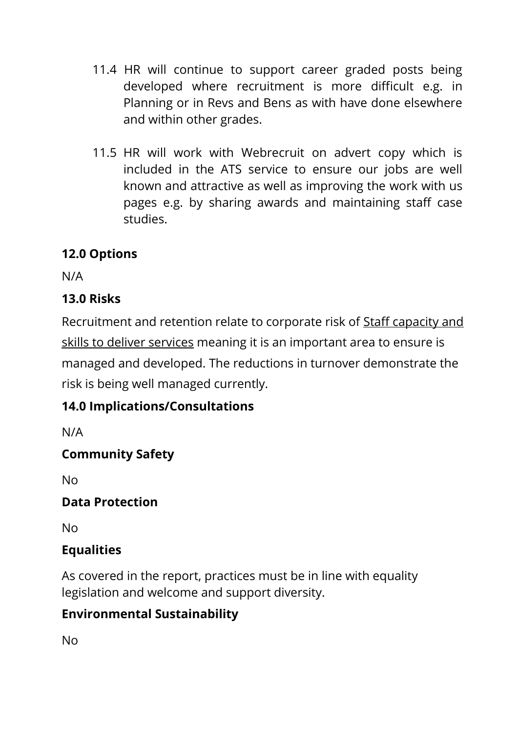11.4 HR will continue to support career graded posts being developed where recruitment is more difficult e.g. in Planning or in Revs and Bens as with have done elsewhere and within other grades.

11.5 HR will work with Webrecruit on advert copy which is included in the ATS service to ensure our jobs are well known and attractive as well as improving the work with us pages e.g. by sharing awards and maintaining staff case studies.

**12.0 Options**

N/A

**13.0 Risks**

Recruitment and retention relate to corporate risk of Staff capacity and skills to deliver services meaning it is an important area to ensure is managed and developed. The reductions in turnover demonstrate the risk is being well managed currently.

**14.0 Implications/Consultations**

N/A

**Community Safety**

No

**Data Protection**

No

**Equalities**

As covered in the report, practices must be in line with equality legislation and welcome and support diversity.

**Environmental Sustainability**

No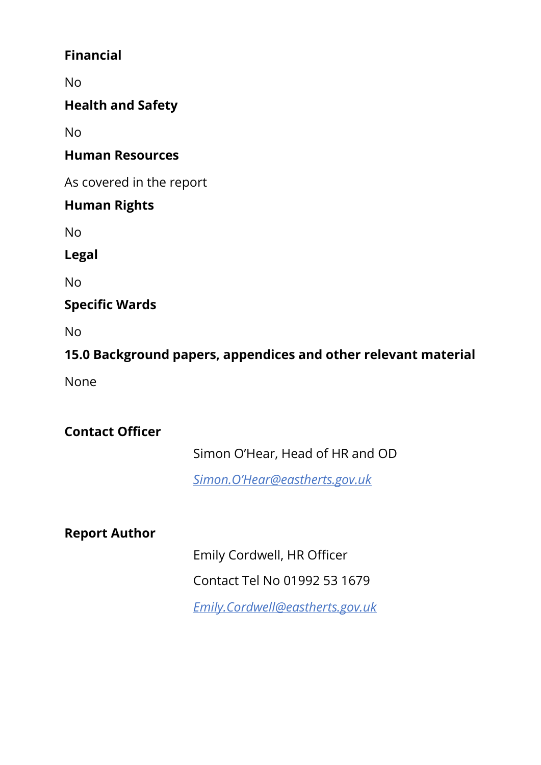**Financial**

No

**Health and Safety**

No

**Human Resources**

As covered in the report

**Human Rights**

No

**Legal**

No

**Specific Wards**

No

**15.0 Background papers, appendices and other relevant material**

None

**Contact Officer**

Simon O'Hear, Head of HR and OD

*Simon.O'Hear@eastherts.gov.uk*

**Report Author**

Emily Cordwell, HR Officer

Contact Tel No 01992 53 1679

*Emily.Cordwell@eastherts.gov.uk*